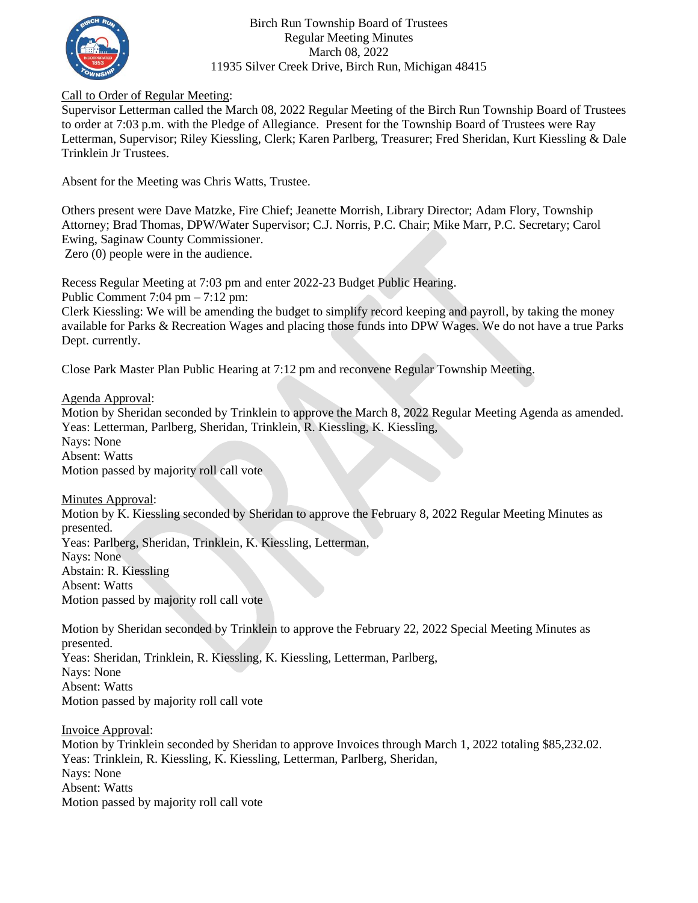Birch Run Township Board of Trustees
Regular Meeting Minutes
March 08, 2022
11935 Silver Creek Drive, Birch Run, Michigan 48415

<u>Call to Order of Regular Meeting</u>:
Supervisor Letterman called the March 08, 2022 Regular Meeting of the Birch Run Township Board of Trustees to order at 7:03 p.m. with the Pledge of Allegiance. Present for the Township Board of Trustees were Ray Letterman, Supervisor; Riley Kiessling, Clerk; Karen Parlberg, Treasurer; Fred Sheridan, Kurt Kiessling & Dale Trinklein Jr Trustees.

Absent for the Meeting was Chris Watts, Trustee.

Others present were Dave Matzke, Fire Chief; Jeanette Morrish, Library Director; Adam Flory, Township Attorney; Brad Thomas, DPW/Water Supervisor; C.J. Norris, P.C. Chair; Mike Marr, P.C. Secretary; Carol Ewing, Saginaw County Commissioner.
Zero (0) people were in the audience.

Recess Regular Meeting at 7:03 pm and enter 2022-23 Budget Public Hearing.
Public Comment 7:04 pm – 7:12 pm:
Clerk Kiessling: We will be amending the budget to simplify record keeping and payroll, by taking the money available for Parks & Recreation Wages and placing those funds into DPW Wages. We do not have a true Parks Dept. currently.

Close Park Master Plan Public Hearing at 7:12 pm and reconvene Regular Township Meeting.

<u>Agenda Approval</u>:
Motion by Sheridan seconded by Trinklein to approve the March 8, 2022 Regular Meeting Agenda as amended.
Yeas: Letterman, Parlberg, Sheridan, Trinklein, R. Kiessling, K. Kiessling,
Nays: None
Absent: Watts
Motion passed by majority roll call vote

<u>Minutes Approval</u>:
Motion by K. Kiessling seconded by Sheridan to approve the February 8, 2022 Regular Meeting Minutes as presented.
Yeas: Parlberg, Sheridan, Trinklein, K. Kiessling, Letterman,
Nays: None
Abstain: R. Kiessling
Absent: Watts
Motion passed by majority roll call vote

Motion by Sheridan seconded by Trinklein to approve the February 22, 2022 Special Meeting Minutes as presented.
Yeas: Sheridan, Trinklein, R. Kiessling, K. Kiessling, Letterman, Parlberg,
Nays: None
Absent: Watts
Motion passed by majority roll call vote

<u>Invoice Approval</u>:
Motion by Trinklein seconded by Sheridan to approve Invoices through March 1, 2022 totaling $85,232.02.
Yeas: Trinklein, R. Kiessling, K. Kiessling, Letterman, Parlberg, Sheridan,
Nays: None
Absent: Watts
Motion passed by majority roll call vote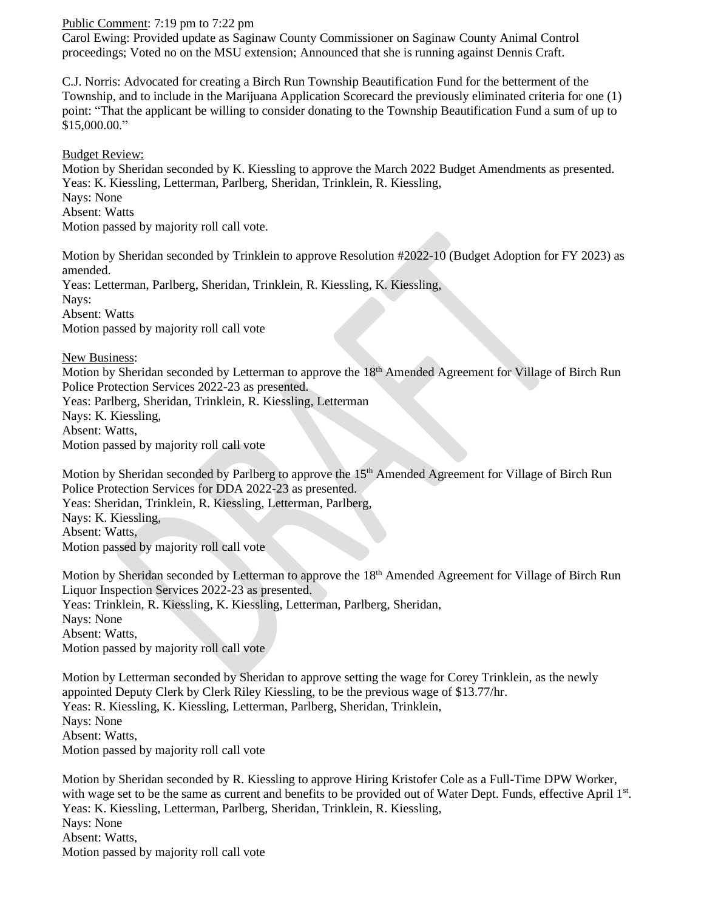Public Comment: 7:19 pm to 7:22 pm

Carol Ewing: Provided update as Saginaw County Commissioner on Saginaw County Animal Control proceedings; Voted no on the MSU extension; Announced that she is running against Dennis Craft.

C.J. Norris: Advocated for creating a Birch Run Township Beautification Fund for the betterment of the Township, and to include in the Marijuana Application Scorecard the previously eliminated criteria for one (1) point: "That the applicant be willing to consider donating to the Township Beautification Fund a sum of up to $15,000.00."

Budget Review:

Motion by Sheridan seconded by K. Kiessling to approve the March 2022 Budget Amendments as presented.
Yeas: K. Kiessling, Letterman, Parlberg, Sheridan, Trinklein, R. Kiessling,
Nays: None
Absent: Watts
Motion passed by majority roll call vote.

Motion by Sheridan seconded by Trinklein to approve Resolution #2022-10 (Budget Adoption for FY 2023) as amended.
Yeas: Letterman, Parlberg, Sheridan, Trinklein, R. Kiessling, K. Kiessling,
Nays:
Absent: Watts
Motion passed by majority roll call vote

New Business:

Motion by Sheridan seconded by Letterman to approve the 18th Amended Agreement for Village of Birch Run Police Protection Services 2022-23 as presented.
Yeas: Parlberg, Sheridan, Trinklein, R. Kiessling, Letterman
Nays: K. Kiessling,
Absent: Watts,
Motion passed by majority roll call vote

Motion by Sheridan seconded by Parlberg to approve the 15th Amended Agreement for Village of Birch Run Police Protection Services for DDA 2022-23 as presented.
Yeas: Sheridan, Trinklein, R. Kiessling, Letterman, Parlberg,
Nays: K. Kiessling,
Absent: Watts,
Motion passed by majority roll call vote

Motion by Sheridan seconded by Letterman to approve the 18th Amended Agreement for Village of Birch Run Liquor Inspection Services 2022-23 as presented.
Yeas: Trinklein, R. Kiessling, K. Kiessling, Letterman, Parlberg, Sheridan,
Nays: None
Absent: Watts,
Motion passed by majority roll call vote

Motion by Letterman seconded by Sheridan to approve setting the wage for Corey Trinklein, as the newly appointed Deputy Clerk by Clerk Riley Kiessling, to be the previous wage of $13.77/hr.
Yeas: R. Kiessling, K. Kiessling, Letterman, Parlberg, Sheridan, Trinklein,
Nays: None
Absent: Watts,
Motion passed by majority roll call vote

Motion by Sheridan seconded by R. Kiessling to approve Hiring Kristofer Cole as a Full-Time DPW Worker, with wage set to be the same as current and benefits to be provided out of Water Dept. Funds, effective April 1st.
Yeas: K. Kiessling, Letterman, Parlberg, Sheridan, Trinklein, R. Kiessling,
Nays: None
Absent: Watts,
Motion passed by majority roll call vote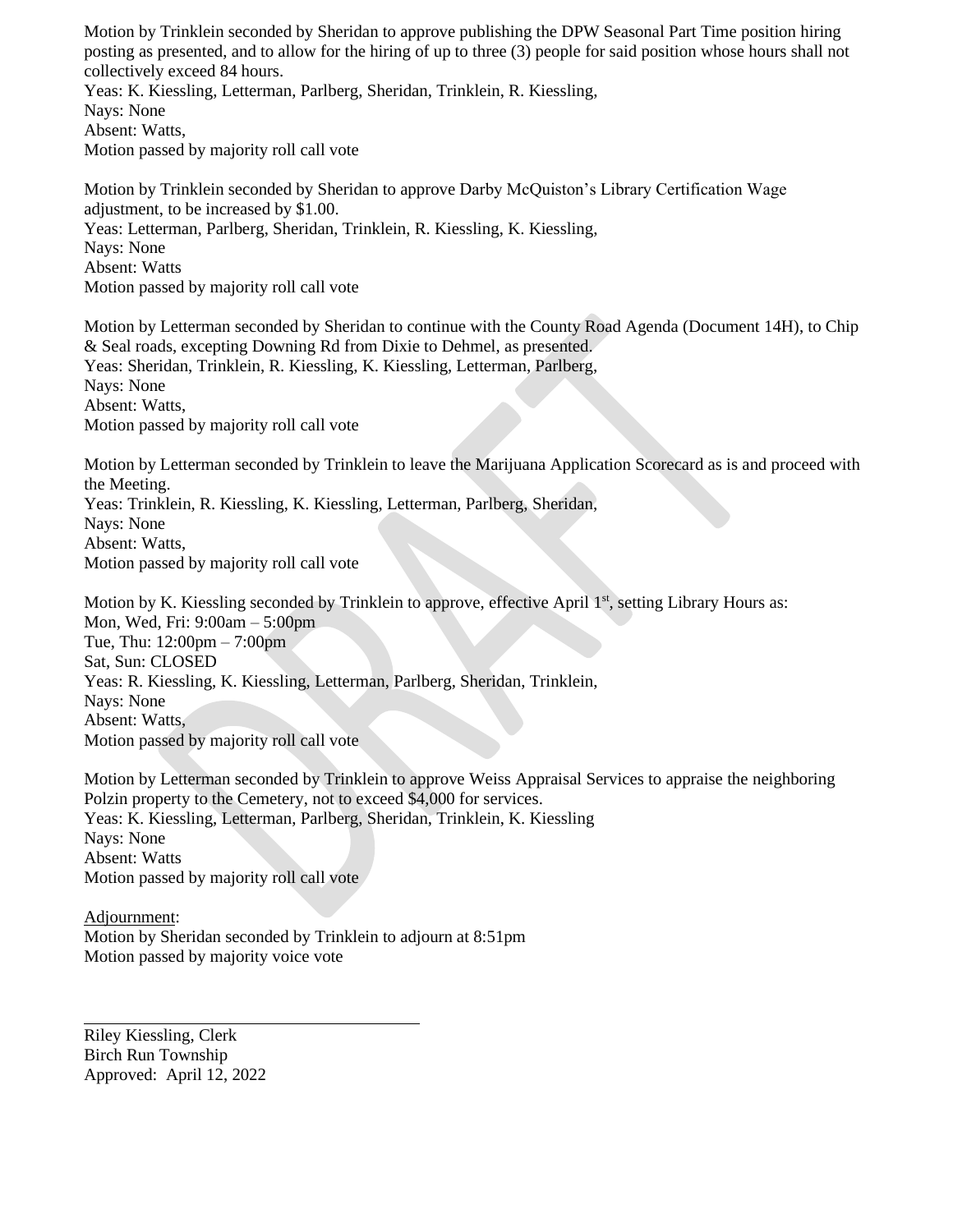Motion by Trinklein seconded by Sheridan to approve publishing the DPW Seasonal Part Time position hiring posting as presented, and to allow for the hiring of up to three (3) people for said position whose hours shall not collectively exceed 84 hours.
Yeas: K. Kiessling, Letterman, Parlberg, Sheridan, Trinklein, R. Kiessling,
Nays: None
Absent: Watts,
Motion passed by majority roll call vote

Motion by Trinklein seconded by Sheridan to approve Darby McQuiston's Library Certification Wage adjustment, to be increased by $1.00.
Yeas: Letterman, Parlberg, Sheridan, Trinklein, R. Kiessling, K. Kiessling,
Nays: None
Absent: Watts
Motion passed by majority roll call vote

Motion by Letterman seconded by Sheridan to continue with the County Road Agenda (Document 14H), to Chip & Seal roads, excepting Downing Rd from Dixie to Dehmel, as presented.
Yeas: Sheridan, Trinklein, R. Kiessling, K. Kiessling, Letterman, Parlberg,
Nays: None
Absent: Watts,
Motion passed by majority roll call vote

Motion by Letterman seconded by Trinklein to leave the Marijuana Application Scorecard as is and proceed with the Meeting.
Yeas: Trinklein, R. Kiessling, K. Kiessling, Letterman, Parlberg, Sheridan,
Nays: None
Absent: Watts,
Motion passed by majority roll call vote

Motion by K. Kiessling seconded by Trinklein to approve, effective April 1st, setting Library Hours as:
Mon, Wed, Fri: 9:00am – 5:00pm
Tue, Thu: 12:00pm – 7:00pm
Sat, Sun: CLOSED
Yeas: R. Kiessling, K. Kiessling, Letterman, Parlberg, Sheridan, Trinklein,
Nays: None
Absent: Watts,
Motion passed by majority roll call vote

Motion by Letterman seconded by Trinklein to approve Weiss Appraisal Services to appraise the neighboring Polzin property to the Cemetery, not to exceed $4,000 for services.
Yeas: K. Kiessling, Letterman, Parlberg, Sheridan, Trinklein, K. Kiessling
Nays: None
Absent: Watts
Motion passed by majority roll call vote

Adjournment:
Motion by Sheridan seconded by Trinklein to adjourn at 8:51pm
Motion passed by majority voice vote

Riley Kiessling, Clerk
Birch Run Township
Approved: April 12, 2022